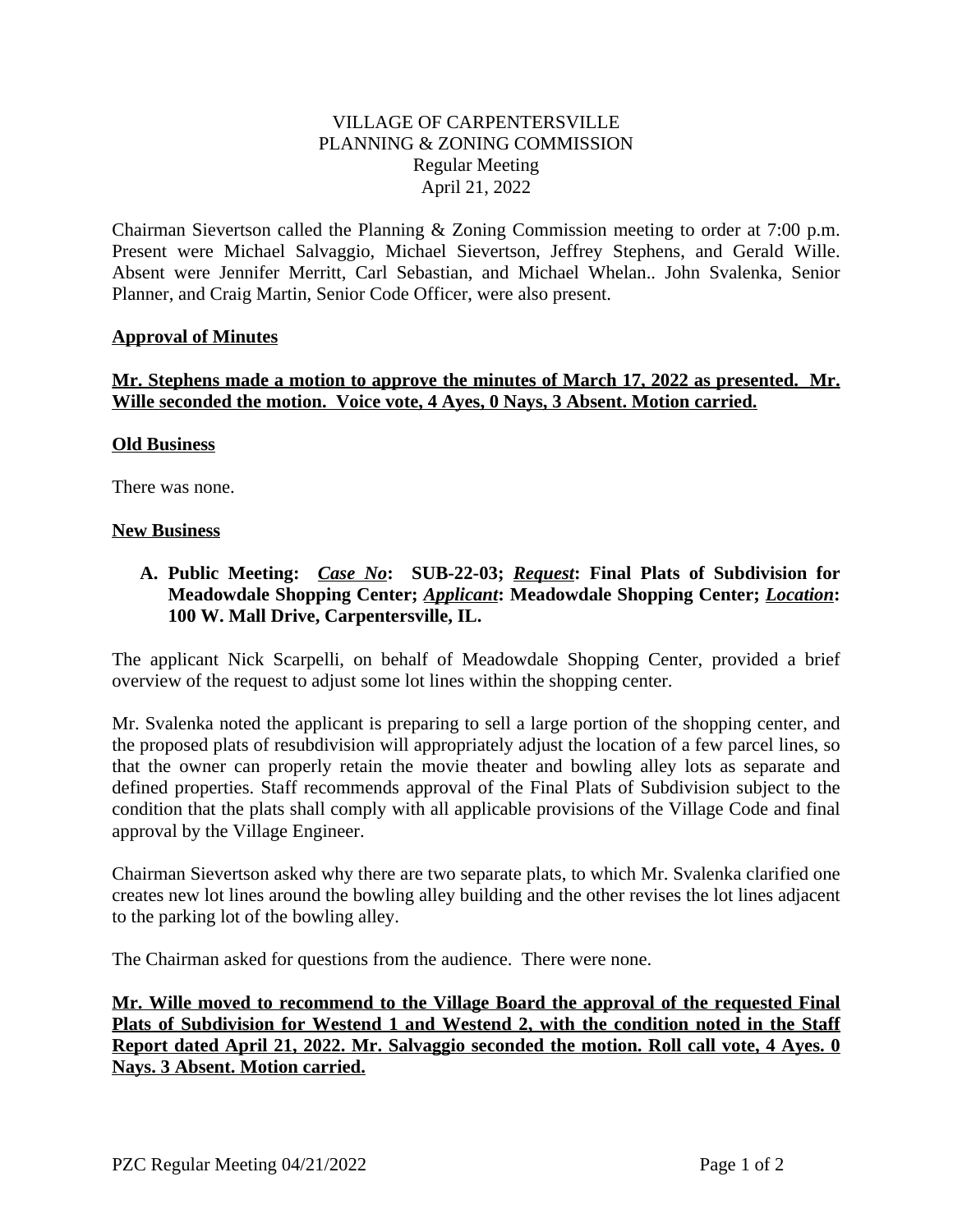VILLAGE OF CARPENTERSVILLE
PLANNING & ZONING COMMISSION
Regular Meeting
April 21, 2022

Chairman Sievertson called the Planning & Zoning Commission meeting to order at 7:00 p.m. Present were Michael Salvaggio, Michael Sievertson, Jeffrey Stephens, and Gerald Wille. Absent were Jennifer Merritt, Carl Sebastian, and Michael Whelan.. John Svalenka, Senior Planner, and Craig Martin, Senior Code Officer, were also present.

## Approval of Minutes

**Mr. Stephens made a motion to approve the minutes of March 17, 2022 as presented. Mr. Wille seconded the motion. Voice vote, 4 Ayes, 0 Nays, 3 Absent. Motion carried.**

## Old Business

There was none.

## New Business

**A. Public Meeting: *Case No*: SUB-22-03; *Request*: Final Plats of Subdivision for Meadowdale Shopping Center; *Applicant*: Meadowdale Shopping Center; *Location*: 100 W. Mall Drive, Carpentersville, IL.**

The applicant Nick Scarpelli, on behalf of Meadowdale Shopping Center, provided a brief overview of the request to adjust some lot lines within the shopping center.

Mr. Svalenka noted the applicant is preparing to sell a large portion of the shopping center, and the proposed plats of resubdivision will appropriately adjust the location of a few parcel lines, so that the owner can properly retain the movie theater and bowling alley lots as separate and defined properties. Staff recommends approval of the Final Plats of Subdivision subject to the condition that the plats shall comply with all applicable provisions of the Village Code and final approval by the Village Engineer.

Chairman Sievertson asked why there are two separate plats, to which Mr. Svalenka clarified one creates new lot lines around the bowling alley building and the other revises the lot lines adjacent to the parking lot of the bowling alley.

The Chairman asked for questions from the audience. There were none.

**Mr. Wille moved to recommend to the Village Board the approval of the requested Final Plats of Subdivision for Westend 1 and Westend 2, with the condition noted in the Staff Report dated April 21, 2022. Mr. Salvaggio seconded the motion. Roll call vote, 4 Ayes. 0 Nays. 3 Absent. Motion carried.**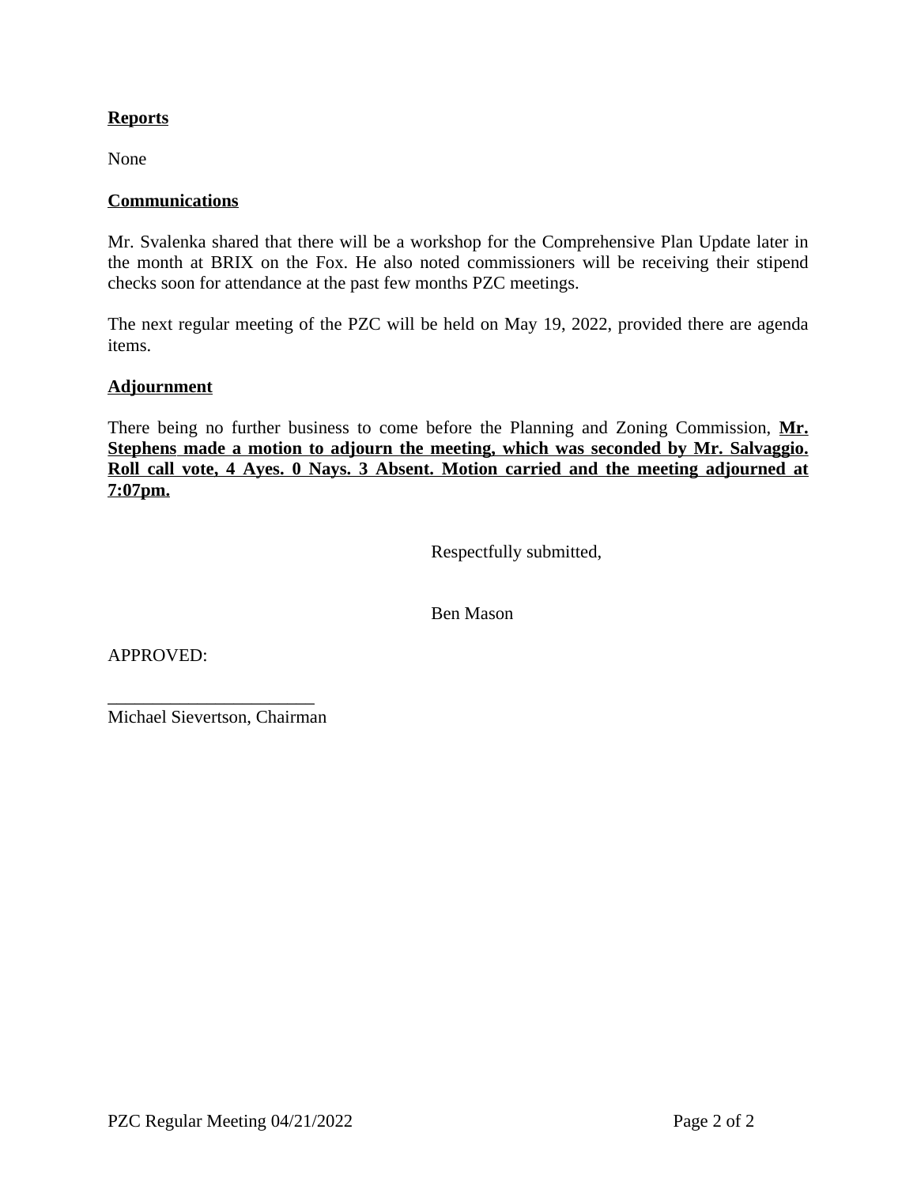**Reports**

None

**Communications**

Mr. Svalenka shared that there will be a workshop for the Comprehensive Plan Update later in the month at BRIX on the Fox. He also noted commissioners will be receiving their stipend checks soon for attendance at the past few months PZC meetings.

The next regular meeting of the PZC will be held on May 19, 2022, provided there are agenda items.

**Adjournment**

There being no further business to come before the Planning and Zoning Commission, **Mr. Stephens made a motion to adjourn the meeting, which was seconded by Mr. Salvaggio. Roll call vote, 4 Ayes. 0 Nays. 3 Absent. Motion carried and the meeting adjourned at 7:07pm.**

Respectfully submitted,

Ben Mason

APPROVED:

_______________________
Michael Sievertson, Chairman